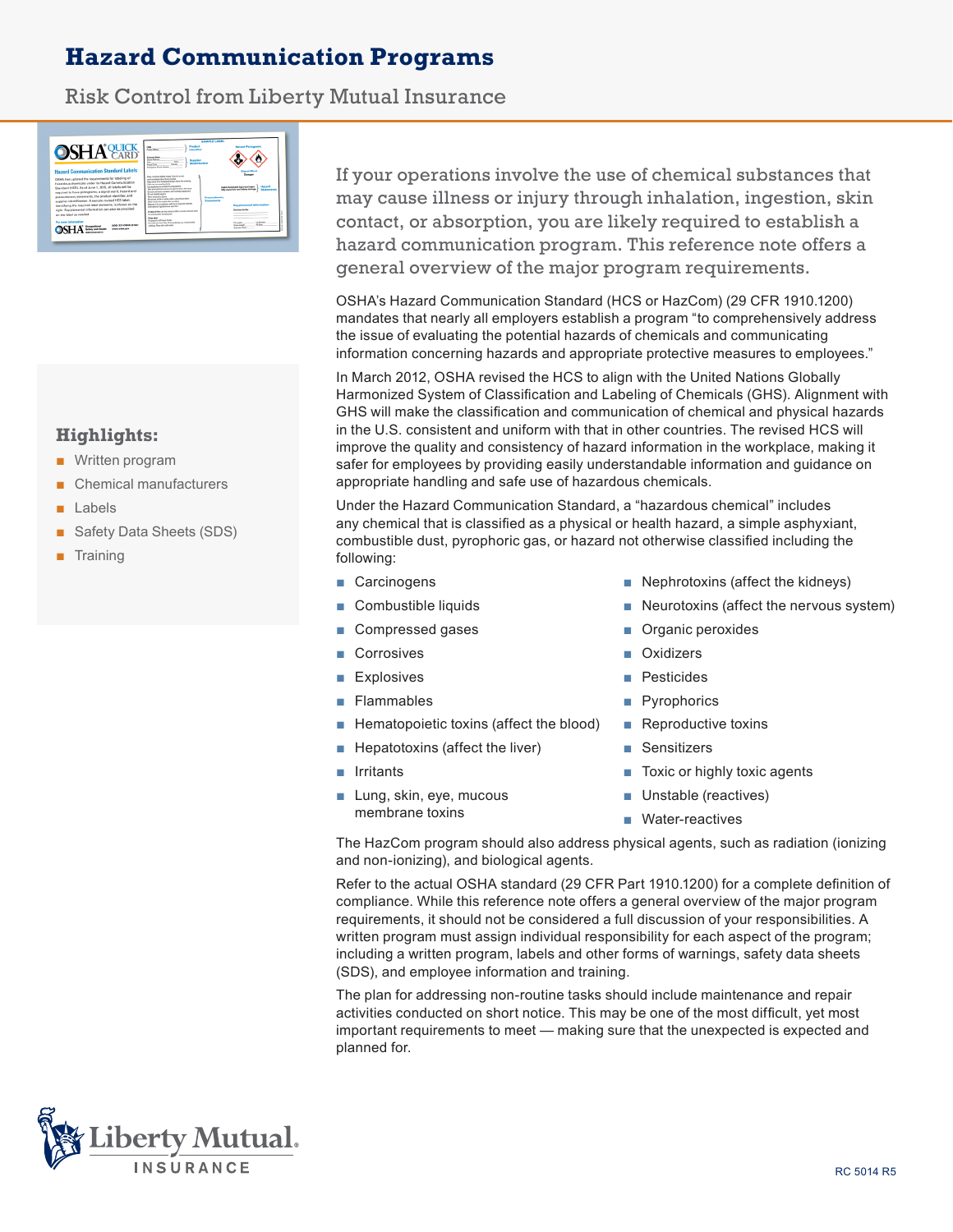# Hazard Communication Programs

Risk Control from Liberty Mutual Insurance

## Highlights:

- Written program
- Chemical manufacturers
- Labels
- Safety Data Sheets (SDS)
- Training

If your operations involve the use of chemical substances that may cause illness or injury through inhalation, ingestion, skin contact, or absorption, you are likely required to establish a hazard communication program. This reference note offers a general overview of the major program requirements.

OSHA's Hazard Communication Standard (HCS or HazCom) (29 CFR 1910.1200) mandates that nearly all employers establish a program "to comprehensively address the issue of evaluating the potential hazards of chemicals and communicating information concerning hazards and appropriate protective measures to employees."

In March 2012, OSHA revised the HCS to align with the United Nations Globally Harmonized System of Classification and Labeling of Chemicals (GHS). Alignment with GHS will make the classification and communication of chemical and physical hazards in the U.S. consistent and uniform with that in other countries. The revised HCS will improve the quality and consistency of hazard information in the workplace, making it safer for employees by providing easily understandable information and guidance on appropriate handling and safe use of hazardous chemicals.

Under the Hazard Communication Standard, a "hazardous chemical" includes any chemical that is classified as a physical or health hazard, a simple asphyxiant, combustible dust, pyrophoric gas, or hazard not otherwise classified including the following:

- Carcinogens
- Combustible liquids
- Compressed gases
- Corrosives
- Explosives
- Flammables
- Hematopoietic toxins (affect the blood)
- Hepatotoxins (affect the liver)
- Irritants
- Lung, skin, eye, mucous membrane toxins
- Nephrotoxins (affect the kidneys)
- Neurotoxins (affect the nervous system)
- Organic peroxides
- Oxidizers
- Pesticides
- Pyrophorics
- Reproductive toxins
- Sensitizers
- Toxic or highly toxic agents
- Unstable (reactives)
- Water-reactives

The HazCom program should also address physical agents, such as radiation (ionizing and non-ionizing), and biological agents.

Refer to the actual OSHA standard (29 CFR Part 1910.1200) for a complete definition of compliance. While this reference note offers a general overview of the major program requirements, it should not be considered a full discussion of your responsibilities. A written program must assign individual responsibility for each aspect of the program; including a written program, labels and other forms of warnings, safety data sheets (SDS), and employee information and training.

The plan for addressing non-routine tasks should include maintenance and repair activities conducted on short notice. This may be one of the most difficult, yet most important requirements to meet — making sure that the unexpected is expected and planned for.

RC 5014 R5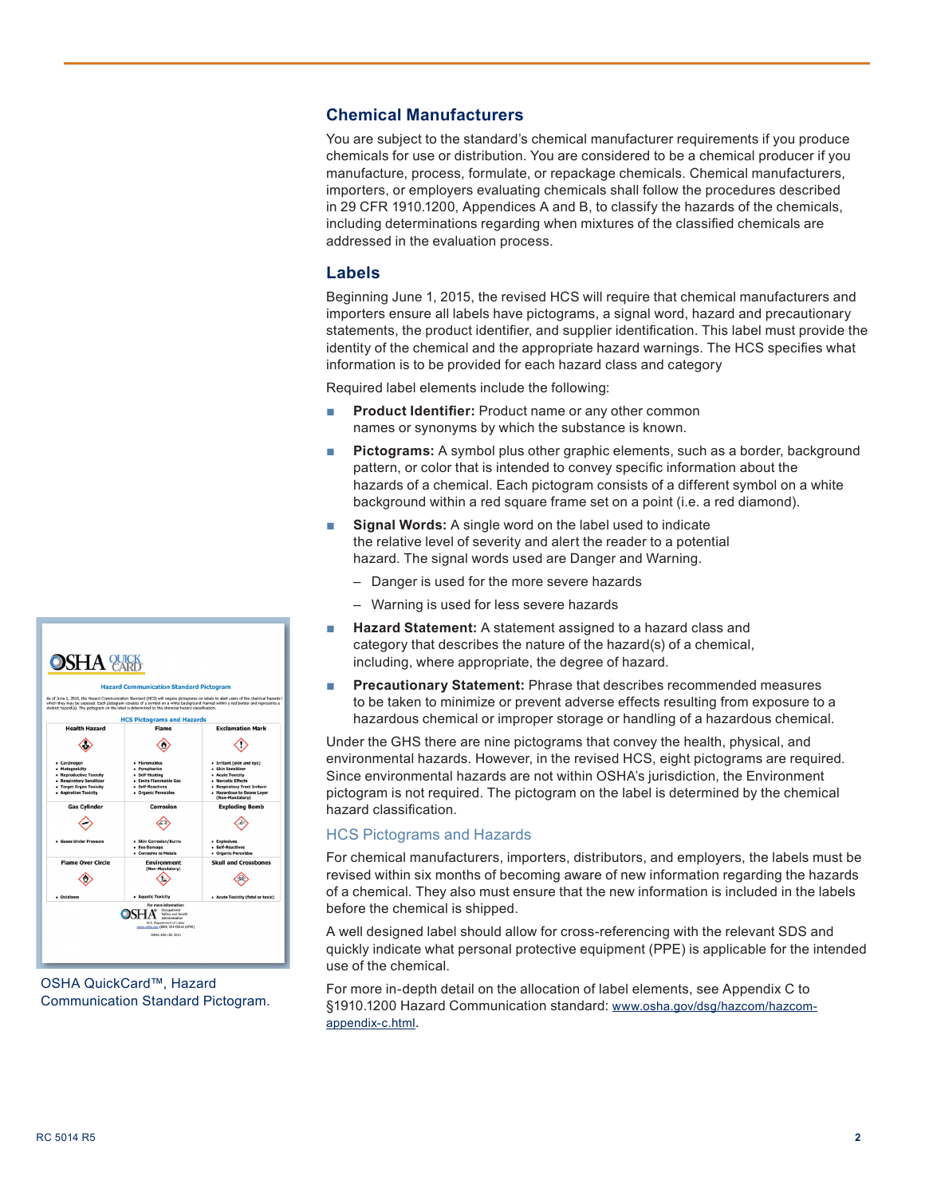## Chemical Manufacturers

You are subject to the standard's chemical manufacturer requirements if you produce chemicals for use or distribution. You are considered to be a chemical producer if you manufacture, process, formulate, or repackage chemicals. Chemical manufacturers, importers, or employers evaluating chemicals shall follow the procedures described in 29 CFR 1910.1200, Appendices A and B, to classify the hazards of the chemicals, including determinations regarding when mixtures of the classified chemicals are addressed in the evaluation process.

## Labels

Beginning June 1, 2015, the revised HCS will require that chemical manufacturers and importers ensure all labels have pictograms, a signal word, hazard and precautionary statements, the product identifier, and supplier identification. This label must provide the identity of the chemical and the appropriate hazard warnings. The HCS specifies what information is to be provided for each hazard class and category

Required label elements include the following:

- **Product Identifier:** Product name or any other common names or synonyms by which the substance is known.
- **Pictograms:** A symbol plus other graphic elements, such as a border, background pattern, or color that is intended to convey specific information about the hazards of a chemical. Each pictogram consists of a different symbol on a white background within a red square frame set on a point (i.e. a red diamond).
- **Signal Words:** A single word on the label used to indicate the relative level of severity and alert the reader to a potential hazard. The signal words used are Danger and Warning.
  - Danger is used for the more severe hazards
  - Warning is used for less severe hazards
- **Hazard Statement:** A statement assigned to a hazard class and category that describes the nature of the hazard(s) of a chemical, including, where appropriate, the degree of hazard.
- **Precautionary Statement:** Phrase that describes recommended measures to be taken to minimize or prevent adverse effects resulting from exposure to a hazardous chemical or improper storage or handling of a hazardous chemical.

Under the GHS there are nine pictograms that convey the health, physical, and environmental hazards. However, in the revised HCS, eight pictograms are required. Since environmental hazards are not within OSHA's jurisdiction, the Environment pictogram is not required. The pictogram on the label is determined by the chemical hazard classification.

### HCS Pictograms and Hazards

For chemical manufacturers, importers, distributors, and employers, the labels must be revised within six months of becoming aware of new information regarding the hazards of a chemical. They also must ensure that the new information is included in the labels before the chemical is shipped.

A well designed label should allow for cross-referencing with the relevant SDS and quickly indicate what personal protective equipment (PPE) is applicable for the intended use of the chemical.

For more in-depth detail on the allocation of label elements, see Appendix C to §1910.1200 Hazard Communication standard: www.osha.gov/dsg/hazcom/hazcom-appendix-c.html.

OSHA QuickCard™, Hazard Communication Standard Pictogram.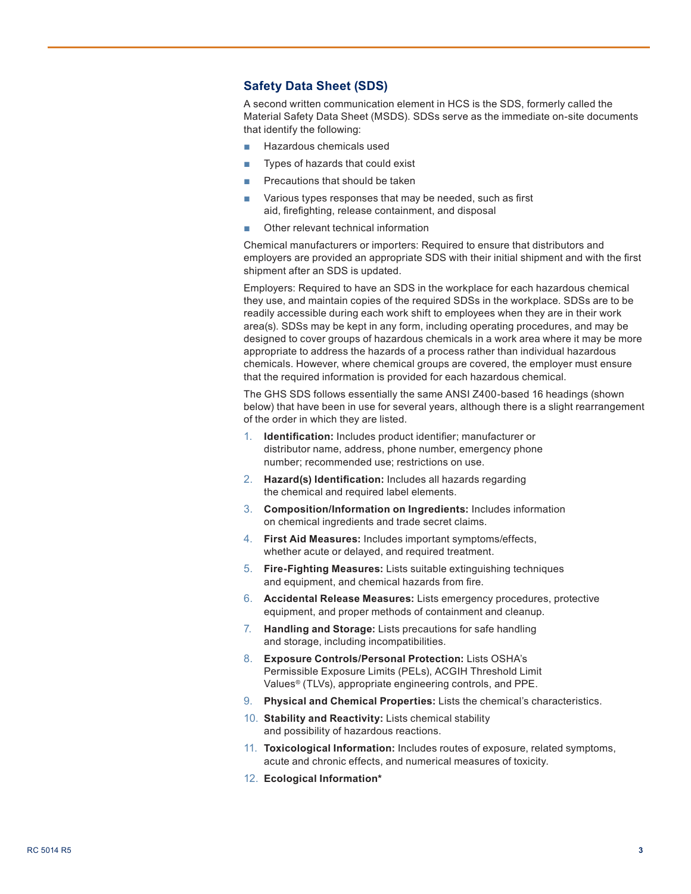## Safety Data Sheet (SDS)

A second written communication element in HCS is the SDS, formerly called the Material Safety Data Sheet (MSDS). SDSs serve as the immediate on-site documents that identify the following:

- Hazardous chemicals used
- Types of hazards that could exist
- Precautions that should be taken
- Various types responses that may be needed, such as first aid, firefighting, release containment, and disposal
- Other relevant technical information

Chemical manufacturers or importers: Required to ensure that distributors and employers are provided an appropriate SDS with their initial shipment and with the first shipment after an SDS is updated.

Employers: Required to have an SDS in the workplace for each hazardous chemical they use, and maintain copies of the required SDSs in the workplace. SDSs are to be readily accessible during each work shift to employees when they are in their work area(s). SDSs may be kept in any form, including operating procedures, and may be designed to cover groups of hazardous chemicals in a work area where it may be more appropriate to address the hazards of a process rather than individual hazardous chemicals. However, where chemical groups are covered, the employer must ensure that the required information is provided for each hazardous chemical.

The GHS SDS follows essentially the same ANSI Z400-based 16 headings (shown below) that have been in use for several years, although there is a slight rearrangement of the order in which they are listed.

1. **Identification:** Includes product identifier; manufacturer or distributor name, address, phone number, emergency phone number; recommended use; restrictions on use.
2. **Hazard(s) Identification:** Includes all hazards regarding the chemical and required label elements.
3. **Composition/Information on Ingredients:** Includes information on chemical ingredients and trade secret claims.
4. **First Aid Measures:** Includes important symptoms/effects, whether acute or delayed, and required treatment.
5. **Fire-Fighting Measures:** Lists suitable extinguishing techniques and equipment, and chemical hazards from fire.
6. **Accidental Release Measures:** Lists emergency procedures, protective equipment, and proper methods of containment and cleanup.
7. **Handling and Storage:** Lists precautions for safe handling and storage, including incompatibilities.
8. **Exposure Controls/Personal Protection:** Lists OSHA's Permissible Exposure Limits (PELs), ACGIH Threshold Limit Values® (TLVs), appropriate engineering controls, and PPE.
9. **Physical and Chemical Properties:** Lists the chemical's characteristics.
10. **Stability and Reactivity:** Lists chemical stability and possibility of hazardous reactions.
11. **Toxicological Information:** Includes routes of exposure, related symptoms, acute and chronic effects, and numerical measures of toxicity.
12. **Ecological Information***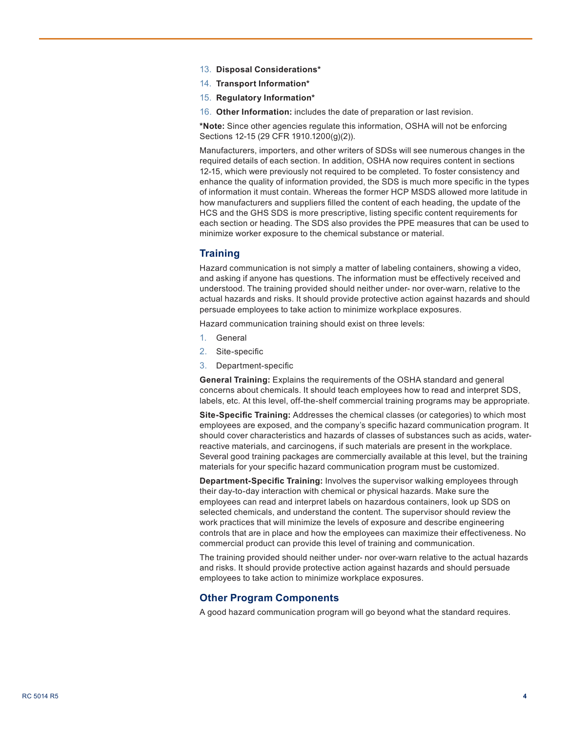13. **Disposal Considerations***
14. **Transport Information***
15. **Regulatory Information***
16. **Other Information:** includes the date of preparation or last revision.

***Note:** Since other agencies regulate this information, OSHA will not be enforcing Sections 12-15 (29 CFR 1910.1200(g)(2)).

Manufacturers, importers, and other writers of SDSs will see numerous changes in the required details of each section. In addition, OSHA now requires content in sections 12-15, which were previously not required to be completed. To foster consistency and enhance the quality of information provided, the SDS is much more specific in the types of information it must contain. Whereas the former HCP MSDS allowed more latitude in how manufacturers and suppliers filled the content of each heading, the update of the HCS and the GHS SDS is more prescriptive, listing specific content requirements for each section or heading. The SDS also provides the PPE measures that can be used to minimize worker exposure to the chemical substance or material.

## Training

Hazard communication is not simply a matter of labeling containers, showing a video, and asking if anyone has questions. The information must be effectively received and understood. The training provided should neither under- nor over-warn, relative to the actual hazards and risks. It should provide protective action against hazards and should persuade employees to take action to minimize workplace exposures.

Hazard communication training should exist on three levels:

1. General
2. Site-specific
3. Department-specific

**General Training:** Explains the requirements of the OSHA standard and general concerns about chemicals. It should teach employees how to read and interpret SDS, labels, etc. At this level, off-the-shelf commercial training programs may be appropriate.

**Site-Specific Training:** Addresses the chemical classes (or categories) to which most employees are exposed, and the company's specific hazard communication program. It should cover characteristics and hazards of classes of substances such as acids, water-reactive materials, and carcinogens, if such materials are present in the workplace. Several good training packages are commercially available at this level, but the training materials for your specific hazard communication program must be customized.

**Department-Specific Training:** Involves the supervisor walking employees through their day-to-day interaction with chemical or physical hazards. Make sure the employees can read and interpret labels on hazardous containers, look up SDS on selected chemicals, and understand the content. The supervisor should review the work practices that will minimize the levels of exposure and describe engineering controls that are in place and how the employees can maximize their effectiveness. No commercial product can provide this level of training and communication.

The training provided should neither under- nor over-warn relative to the actual hazards and risks. It should provide protective action against hazards and should persuade employees to take action to minimize workplace exposures.

## Other Program Components

A good hazard communication program will go beyond what the standard requires.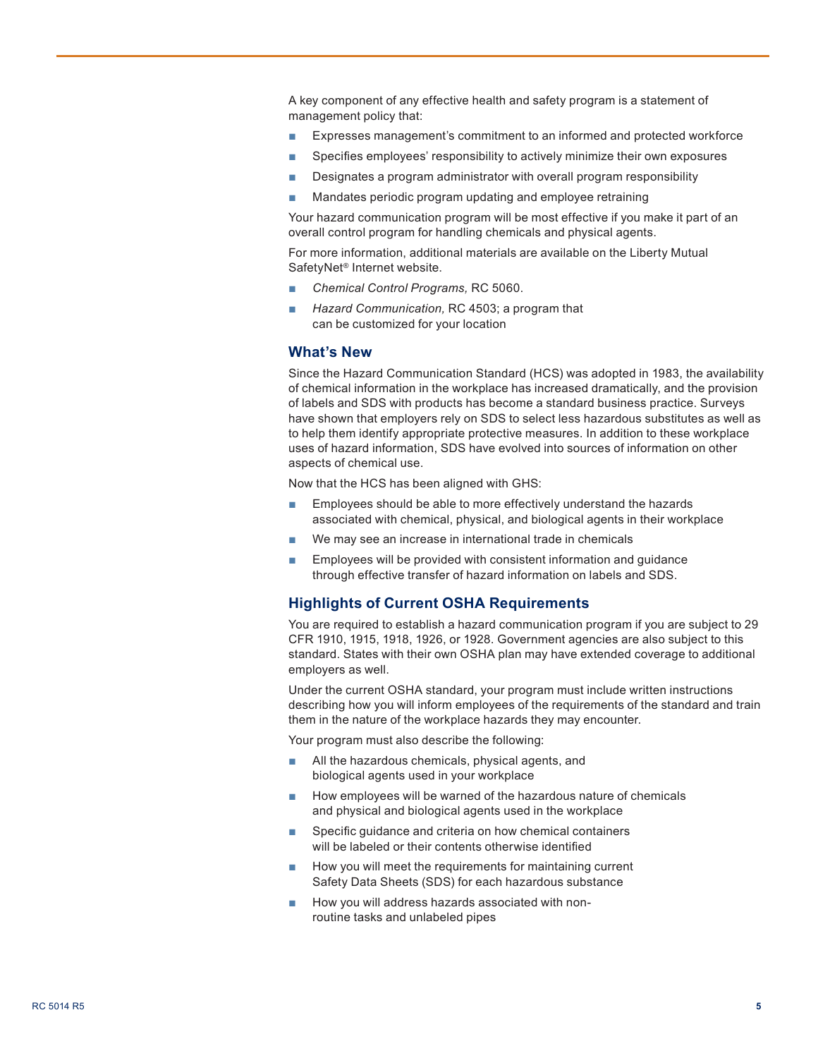A key component of any effective health and safety program is a statement of management policy that:

- Expresses management's commitment to an informed and protected workforce
- Specifies employees' responsibility to actively minimize their own exposures
- Designates a program administrator with overall program responsibility
- Mandates periodic program updating and employee retraining

Your hazard communication program will be most effective if you make it part of an overall control program for handling chemicals and physical agents.

For more information, additional materials are available on the Liberty Mutual SafetyNet® Internet website.

- *Chemical Control Programs,* RC 5060.
- *Hazard Communication,* RC 4503; a program that can be customized for your location

## What's New

Since the Hazard Communication Standard (HCS) was adopted in 1983, the availability of chemical information in the workplace has increased dramatically, and the provision of labels and SDS with products has become a standard business practice. Surveys have shown that employers rely on SDS to select less hazardous substitutes as well as to help them identify appropriate protective measures. In addition to these workplace uses of hazard information, SDS have evolved into sources of information on other aspects of chemical use.

Now that the HCS has been aligned with GHS:

- Employees should be able to more effectively understand the hazards associated with chemical, physical, and biological agents in their workplace
- We may see an increase in international trade in chemicals
- Employees will be provided with consistent information and guidance through effective transfer of hazard information on labels and SDS.

## Highlights of Current OSHA Requirements

You are required to establish a hazard communication program if you are subject to 29 CFR 1910, 1915, 1918, 1926, or 1928. Government agencies are also subject to this standard. States with their own OSHA plan may have extended coverage to additional employers as well.

Under the current OSHA standard, your program must include written instructions describing how you will inform employees of the requirements of the standard and train them in the nature of the workplace hazards they may encounter.

Your program must also describe the following:

- All the hazardous chemicals, physical agents, and biological agents used in your workplace
- How employees will be warned of the hazardous nature of chemicals and physical and biological agents used in the workplace
- Specific guidance and criteria on how chemical containers will be labeled or their contents otherwise identified
- How you will meet the requirements for maintaining current Safety Data Sheets (SDS) for each hazardous substance
- How you will address hazards associated with non-routine tasks and unlabeled pipes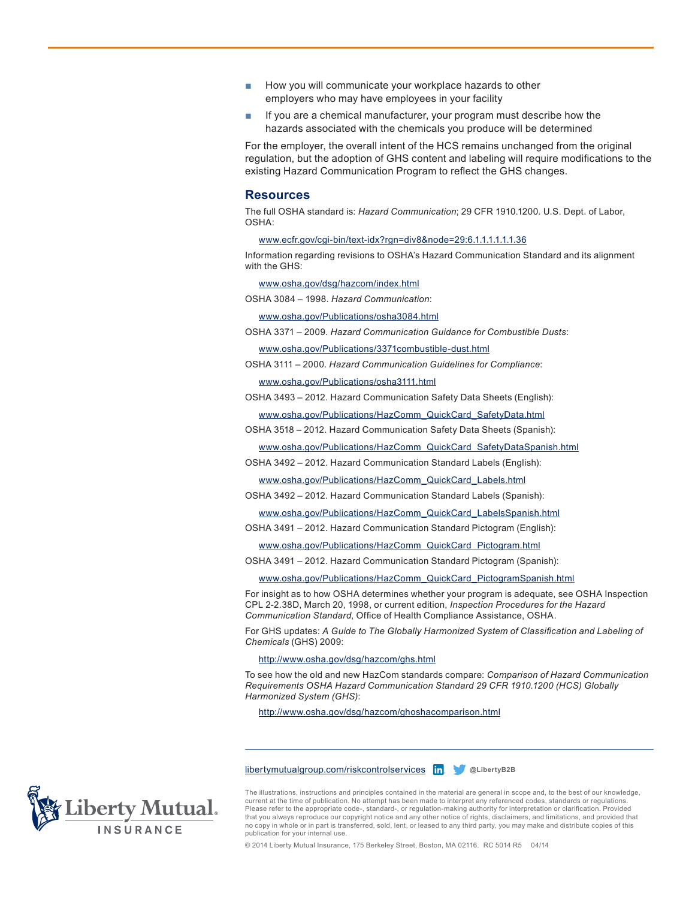- How you will communicate your workplace hazards to other employers who may have employees in your facility
- If you are a chemical manufacturer, your program must describe how the hazards associated with the chemicals you produce will be determined

For the employer, the overall intent of the HCS remains unchanged from the original regulation, but the adoption of GHS content and labeling will require modifications to the existing Hazard Communication Program to reflect the GHS changes.

## Resources

The full OSHA standard is: *Hazard Communication*; 29 CFR 1910.1200. U.S. Dept. of Labor, OSHA:

www.ecfr.gov/cgi-bin/text-idx?rgn=div8&node=29:6.1.1.1.1.1.1.36

Information regarding revisions to OSHA's Hazard Communication Standard and its alignment with the GHS:

www.osha.gov/dsg/hazcom/index.html

OSHA 3084 – 1998. *Hazard Communication*:

www.osha.gov/Publications/osha3084.html

OSHA 3371 – 2009. *Hazard Communication Guidance for Combustible Dusts*:

www.osha.gov/Publications/3371combustible-dust.html

OSHA 3111 – 2000. *Hazard Communication Guidelines for Compliance*:

www.osha.gov/Publications/osha3111.html

OSHA 3493 – 2012. Hazard Communication Safety Data Sheets (English):

www.osha.gov/Publications/HazComm_QuickCard_SafetyData.html

OSHA 3518 – 2012. Hazard Communication Safety Data Sheets (Spanish):

www.osha.gov/Publications/HazComm_QuickCard_SafetyDataSpanish.html

OSHA 3492 – 2012. Hazard Communication Standard Labels (English):

www.osha.gov/Publications/HazComm_QuickCard_Labels.html

OSHA 3492 – 2012. Hazard Communication Standard Labels (Spanish):

www.osha.gov/Publications/HazComm_QuickCard_LabelsSpanish.html

OSHA 3491 – 2012. Hazard Communication Standard Pictogram (English):

www.osha.gov/Publications/HazComm_QuickCard_Pictogram.html

OSHA 3491 – 2012. Hazard Communication Standard Pictogram (Spanish):

www.osha.gov/Publications/HazComm_QuickCard_PictogramSpanish.html

For insight as to how OSHA determines whether your program is adequate, see OSHA Inspection CPL 2-2.38D, March 20, 1998, or current edition, *Inspection Procedures for the Hazard Communication Standard*, Office of Health Compliance Assistance, OSHA.

For GHS updates: *A Guide to The Globally Harmonized System of Classification and Labeling of Chemicals* (GHS) 2009:

http://www.osha.gov/dsg/hazcom/ghs.html

To see how the old and new HazCom standards compare: *Comparison of Hazard Communication Requirements OSHA Hazard Communication Standard 29 CFR 1910.1200 (HCS) Globally Harmonized System (GHS)*:

http://www.osha.gov/dsg/hazcom/ghoshacomparison.html

---

libertymutualgroup.com/riskcontrolservices @LibertyB2B

Liberty Mutual. INSURANCE

The illustrations, instructions and principles contained in the material are general in scope and, to the best of our knowledge, current at the time of publication. No attempt has been made to interpret any referenced codes, standards or regulations. Please refer to the appropriate code-, standard-, or regulation-making authority for interpretation or clarification. Provided that you always reproduce our copyright notice and any other notice of rights, disclaimers, and limitations, and provided that no copy in whole or in part is transferred, sold, lent, or leased to any third party, you may make and distribute copies of this publication for your internal use.

© 2014 Liberty Mutual Insurance, 175 Berkeley Street, Boston, MA 02116. RC 5014 R5 04/14